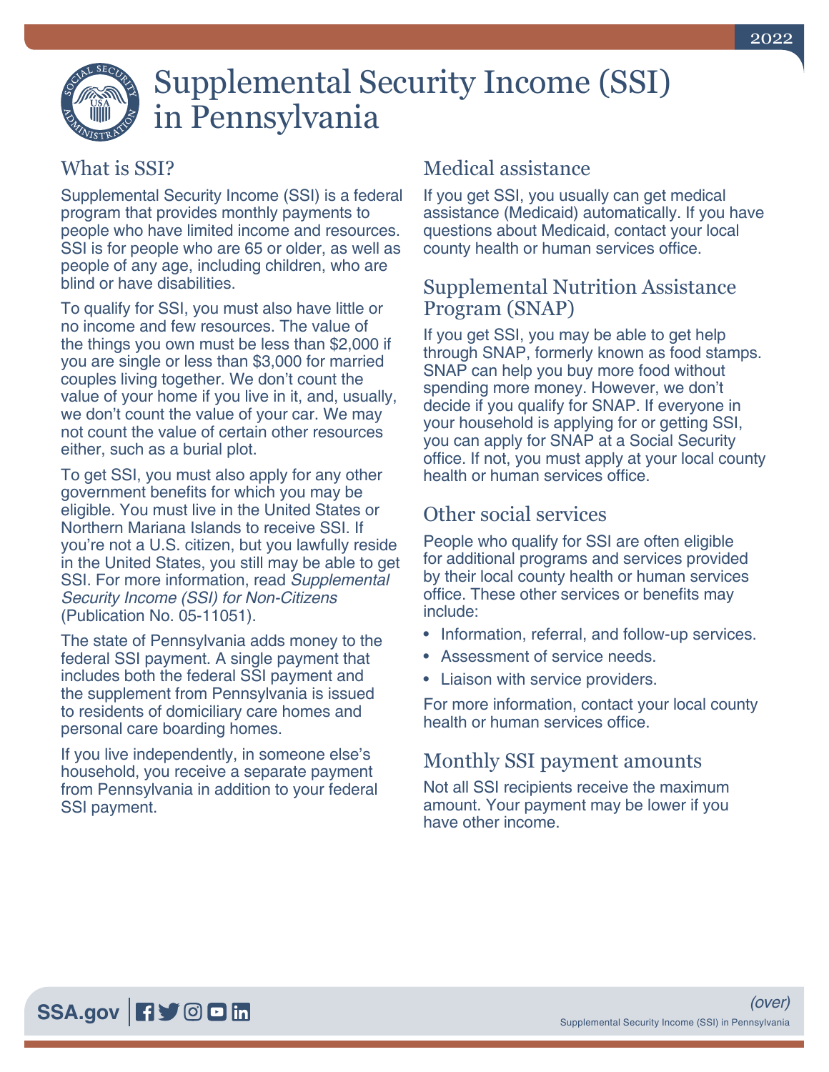# Supplemental Security Income (SSI) in Pennsylvania

## What is SSI?

Supplemental Security Income (SSI) is a federal program that provides monthly payments to people who have limited income and resources. SSI is for people who are 65 or older, as well as people of any age, including children, who are blind or have disabilities.

To qualify for SSI, you must also have little or no income and few resources. The value of the things you own must be less than $2,000 if you are single or less than $3,000 for married couples living together. We don't count the value of your home if you live in it, and, usually, we don't count the value of your car. We may not count the value of certain other resources either, such as a burial plot.

To get SSI, you must also apply for any other government benefits for which you may be eligible. You must live in the United States or Northern Mariana Islands to receive SSI. If you're not a U.S. citizen, but you lawfully reside in the United States, you still may be able to get SSI. For more information, read *Supplemental Security Income (SSI) for Non-Citizens* (Publication No. 05-11051).

The state of Pennsylvania adds money to the federal SSI payment. A single payment that includes both the federal SSI payment and the supplement from Pennsylvania is issued to residents of domiciliary care homes and personal care boarding homes.

If you live independently, in someone else's household, you receive a separate payment from Pennsylvania in addition to your federal SSI payment.

## Medical assistance

If you get SSI, you usually can get medical assistance (Medicaid) automatically. If you have questions about Medicaid, contact your local county health or human services office.

## Supplemental Nutrition Assistance Program (SNAP)

If you get SSI, you may be able to get help through SNAP, formerly known as food stamps. SNAP can help you buy more food without spending more money. However, we don't decide if you qualify for SNAP. If everyone in your household is applying for or getting SSI, you can apply for SNAP at a Social Security office. If not, you must apply at your local county health or human services office.

## Other social services

People who qualify for SSI are often eligible for additional programs and services provided by their local county health or human services office. These other services or benefits may include:

- Information, referral, and follow-up services.
- Assessment of service needs.
- Liaison with service providers.

For more information, contact your local county health or human services office.

## Monthly SSI payment amounts

Not all SSI recipients receive the maximum amount. Your payment may be lower if you have other income.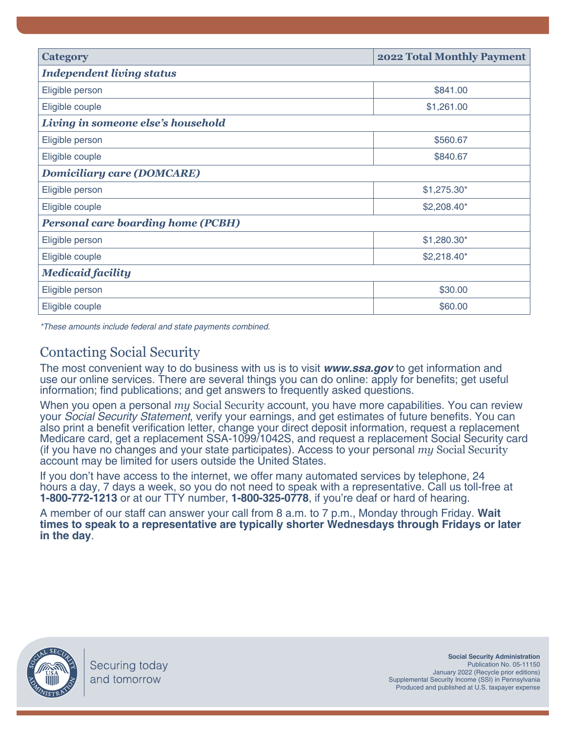| Category | 2022 Total Monthly Payment |
|---|---|
| ***Independent living status*** | |
| Eligible person | $841.00 |
| Eligible couple | $1,261.00 |
| ***Living in someone else's household*** | |
| Eligible person | $560.67 |
| Eligible couple | $840.67 |
| ***Domiciliary care (DOMCARE)*** | |
| Eligible person | $1,275.30* |
| Eligible couple | $2,208.40* |
| ***Personal care boarding home (PCBH)*** | |
| Eligible person | $1,280.30* |
| Eligible couple | $2,218.40* |
| ***Medicaid facility*** | |
| Eligible person | $30.00 |
| Eligible couple | $60.00 |

*\*These amounts include federal and state payments combined.*

## Contacting Social Security

The most convenient way to do business with us is to visit ***www.ssa.gov*** to get information and use our online services. There are several things you can do online: apply for benefits; get useful information; find publications; and get answers to frequently asked questions.

When you open a personal *my* Social Security account, you have more capabilities. You can review your *Social Security Statement*, verify your earnings, and get estimates of future benefits. You can also print a benefit verification letter, change your direct deposit information, request a replacement Medicare card, get a replacement SSA-1099/1042S, and request a replacement Social Security card (if you have no changes and your state participates). Access to your personal *my* Social Security account may be limited for users outside the United States.

If you don't have access to the internet, we offer many automated services by telephone, 24 hours a day, 7 days a week, so you do not need to speak with a representative. Call us toll-free at **1-800-772-1213** or at our TTY number, **1-800-325-0778**, if you're deaf or hard of hearing.

A member of our staff can answer your call from 8 a.m. to 7 p.m., Monday through Friday. **Wait times to speak to a representative are typically shorter Wednesdays through Fridays or later in the day**.

Securing today and tomorrow

**Social Security Administration**
Publication No. 05-11150
January 2022 (Recycle prior editions)
Supplemental Security Income (SSI) in Pennsylvania
Produced and published at U.S. taxpayer expense